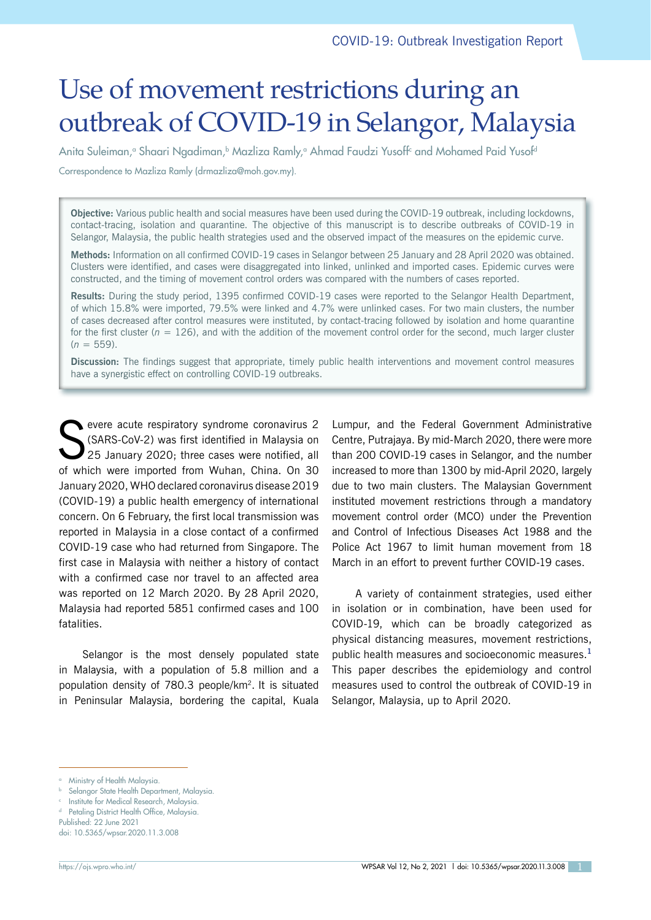COVID-19: Outbreak Investigation Report

# Use of movement restrictions during an outbreak of COVID-19 in Selangor, Malaysia

Anita Suleiman,[a] Shaari Ngadiman,[b] Mazliza Ramly,[a] Ahmad Faudzi Yusoff[c] and Mohamed Paid Yusof[d]

Correspondence to Mazliza Ramly (drmazliza@moh.gov.my).

**Objective:** Various public health and social measures have been used during the COVID-19 outbreak, including lockdowns, contact-tracing, isolation and quarantine. The objective of this manuscript is to describe outbreaks of COVID-19 in Selangor, Malaysia, the public health strategies used and the observed impact of the measures on the epidemic curve.

**Methods:** Information on all confirmed COVID-19 cases in Selangor between 25 January and 28 April 2020 was obtained. Clusters were identified, and cases were disaggregated into linked, unlinked and imported cases. Epidemic curves were constructed, and the timing of movement control orders was compared with the numbers of cases reported.

**Results:** During the study period, 1395 confirmed COVID-19 cases were reported to the Selangor Health Department, of which 15.8% were imported, 79.5% were linked and 4.7% were unlinked cases. For two main clusters, the number of cases decreased after control measures were instituted, by contact-tracing followed by isolation and home quarantine for the first cluster ($n$ = 126), and with the addition of the movement control order for the second, much larger cluster ($n$ = 559).

**Discussion:** The findings suggest that appropriate, timely public health interventions and movement control measures have a synergistic effect on controlling COVID-19 outbreaks.

Severe acute respiratory syndrome coronavirus 2 (SARS-CoV-2) was first identified in Malaysia on 25 January 2020; three cases were notified, all of which were imported from Wuhan, China. On 30 January 2020, WHO declared coronavirus disease 2019 (COVID-19) a public health emergency of international concern. On 6 February, the first local transmission was reported in Malaysia in a close contact of a confirmed COVID-19 case who had returned from Singapore. The first case in Malaysia with neither a history of contact with a confirmed case nor travel to an affected area was reported on 12 March 2020. By 28 April 2020, Malaysia had reported 5851 confirmed cases and 100 fatalities.

Selangor is the most densely populated state in Malaysia, with a population of 5.8 million and a population density of 780.3 people/km$^2$. It is situated in Peninsular Malaysia, bordering the capital, Kuala Lumpur, and the Federal Government Administrative Centre, Putrajaya. By mid-March 2020, there were more than 200 COVID-19 cases in Selangor, and the number increased to more than 1300 by mid-April 2020, largely due to two main clusters. The Malaysian Government instituted movement restrictions through a mandatory movement control order (MCO) under the Prevention and Control of Infectious Diseases Act 1988 and the Police Act 1967 to limit human movement from 18 March in an effort to prevent further COVID-19 cases.

A variety of containment strategies, used either in isolation or in combination, have been used for COVID-19, which can be broadly categorized as physical distancing measures, movement restrictions, public health measures and socioeconomic measures.[1] This paper describes the epidemiology and control measures used to control the outbreak of COVID-19 in Selangor, Malaysia, up to April 2020.

[a] Ministry of Health Malaysia.
[b] Selangor State Health Department, Malaysia.
[c] Institute for Medical Research, Malaysia.
[d] Petaling District Health Office, Malaysia.
Published: 22 June 2021
doi: 10.5365/wpsar.2020.11.3.008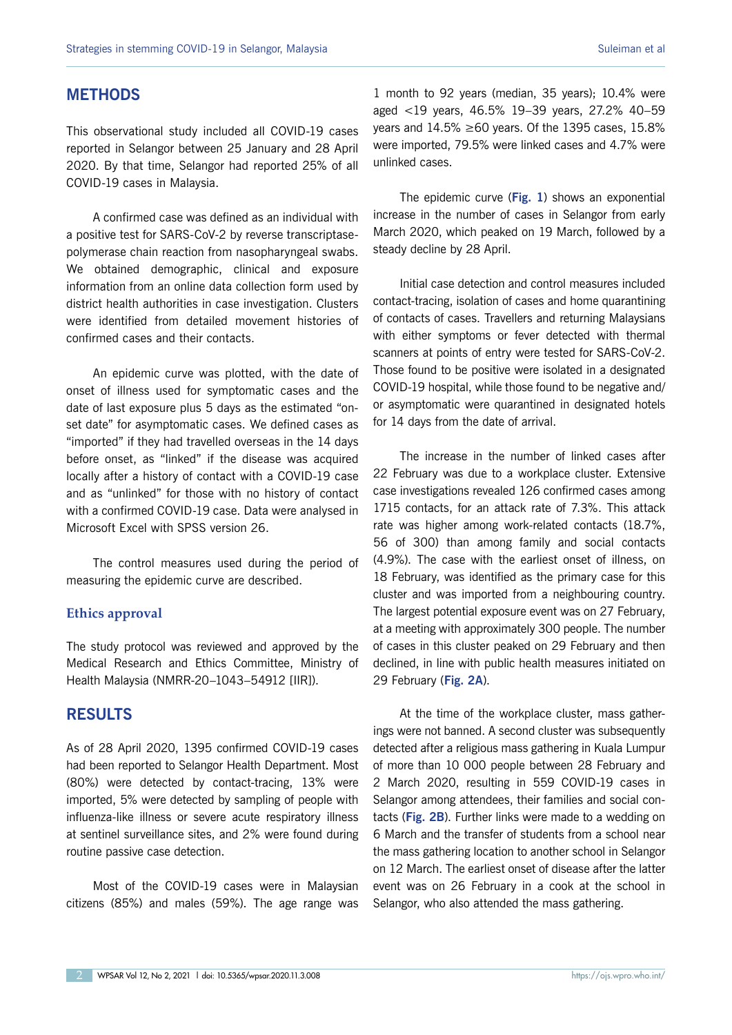## METHODS

This observational study included all COVID-19 cases reported in Selangor between 25 January and 28 April 2020. By that time, Selangor had reported 25% of all COVID-19 cases in Malaysia.

A confirmed case was defined as an individual with a positive test for SARS-CoV-2 by reverse transcriptase-polymerase chain reaction from nasopharyngeal swabs. We obtained demographic, clinical and exposure information from an online data collection form used by district health authorities in case investigation. Clusters were identified from detailed movement histories of confirmed cases and their contacts.

An epidemic curve was plotted, with the date of onset of illness used for symptomatic cases and the date of last exposure plus 5 days as the estimated "onset date" for asymptomatic cases. We defined cases as "imported" if they had travelled overseas in the 14 days before onset, as "linked" if the disease was acquired locally after a history of contact with a COVID-19 case and as "unlinked" for those with no history of contact with a confirmed COVID-19 case. Data were analysed in Microsoft Excel with SPSS version 26.

The control measures used during the period of measuring the epidemic curve are described.

### Ethics approval

The study protocol was reviewed and approved by the Medical Research and Ethics Committee, Ministry of Health Malaysia (NMRR-20–1043–54912 [IIR]).

## RESULTS

As of 28 April 2020, 1395 confirmed COVID-19 cases had been reported to Selangor Health Department. Most (80%) were detected by contact-tracing, 13% were imported, 5% were detected by sampling of people with influenza-like illness or severe acute respiratory illness at sentinel surveillance sites, and 2% were found during routine passive case detection.

Most of the COVID-19 cases were in Malaysian citizens (85%) and males (59%). The age range was 1 month to 92 years (median, 35 years); 10.4% were aged <19 years, 46.5% 19–39 years, 27.2% 40–59 years and 14.5% ≥60 years. Of the 1395 cases, 15.8% were imported, 79.5% were linked cases and 4.7% were unlinked cases.

The epidemic curve (**Fig. 1**) shows an exponential increase in the number of cases in Selangor from early March 2020, which peaked on 19 March, followed by a steady decline by 28 April.

Initial case detection and control measures included contact-tracing, isolation of cases and home quarantining of contacts of cases. Travellers and returning Malaysians with either symptoms or fever detected with thermal scanners at points of entry were tested for SARS-CoV-2. Those found to be positive were isolated in a designated COVID-19 hospital, while those found to be negative and/or asymptomatic were quarantined in designated hotels for 14 days from the date of arrival.

The increase in the number of linked cases after 22 February was due to a workplace cluster. Extensive case investigations revealed 126 confirmed cases among 1715 contacts, for an attack rate of 7.3%. This attack rate was higher among work-related contacts (18.7%, 56 of 300) than among family and social contacts (4.9%). The case with the earliest onset of illness, on 18 February, was identified as the primary case for this cluster and was imported from a neighbouring country. The largest potential exposure event was on 27 February, at a meeting with approximately 300 people. The number of cases in this cluster peaked on 29 February and then declined, in line with public health measures initiated on 29 February (**Fig. 2A**).

At the time of the workplace cluster, mass gatherings were not banned. A second cluster was subsequently detected after a religious mass gathering in Kuala Lumpur of more than 10 000 people between 28 February and 2 March 2020, resulting in 559 COVID-19 cases in Selangor among attendees, their families and social contacts (**Fig. 2B**). Further links were made to a wedding on 6 March and the transfer of students from a school near the mass gathering location to another school in Selangor on 12 March. The earliest onset of disease after the latter event was on 26 February in a cook at the school in Selangor, who also attended the mass gathering.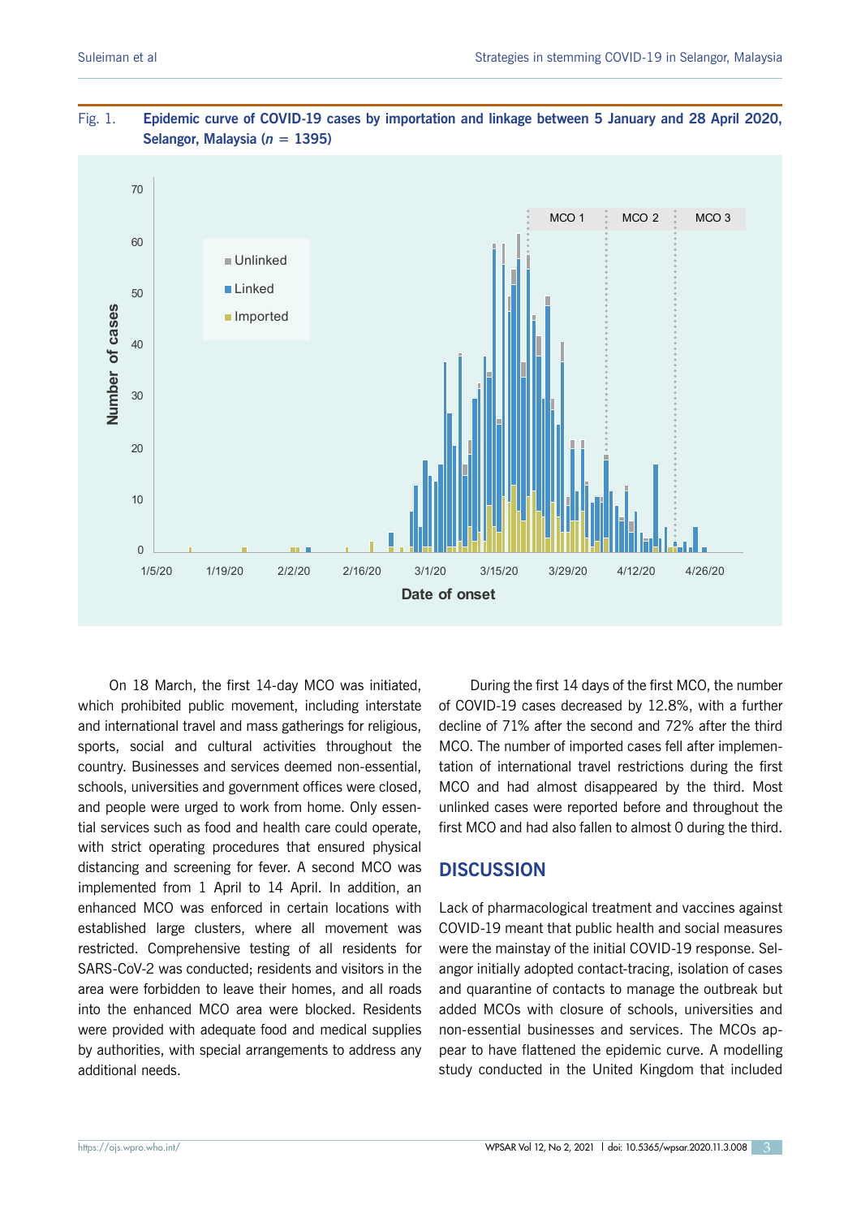Fig. 1. **Epidemic curve of COVID-19 cases by importation and linkage between 5 January and 28 April 2020, Selangor, Malaysia (*n* = 1395)**

On 18 March, the first 14-day MCO was initiated, which prohibited public movement, including interstate and international travel and mass gatherings for religious, sports, social and cultural activities throughout the country. Businesses and services deemed non-essential, schools, universities and government offices were closed, and people were urged to work from home. Only essential services such as food and health care could operate, with strict operating procedures that ensured physical distancing and screening for fever. A second MCO was implemented from 1 April to 14 April. In addition, an enhanced MCO was enforced in certain locations with established large clusters, where all movement was restricted. Comprehensive testing of all residents for SARS-CoV-2 was conducted; residents and visitors in the area were forbidden to leave their homes, and all roads into the enhanced MCO area were blocked. Residents were provided with adequate food and medical supplies by authorities, with special arrangements to address any additional needs.

During the first 14 days of the first MCO, the number of COVID-19 cases decreased by 12.8%, with a further decline of 71% after the second and 72% after the third MCO. The number of imported cases fell after implementation of international travel restrictions during the first MCO and had almost disappeared by the third. Most unlinked cases were reported before and throughout the first MCO and had also fallen to almost 0 during the third.

## DISCUSSION

Lack of pharmacological treatment and vaccines against COVID-19 meant that public health and social measures were the mainstay of the initial COVID-19 response. Selangor initially adopted contact-tracing, isolation of cases and quarantine of contacts to manage the outbreak but added MCOs with closure of schools, universities and non-essential businesses and services. The MCOs appear to have flattened the epidemic curve. A modelling study conducted in the United Kingdom that included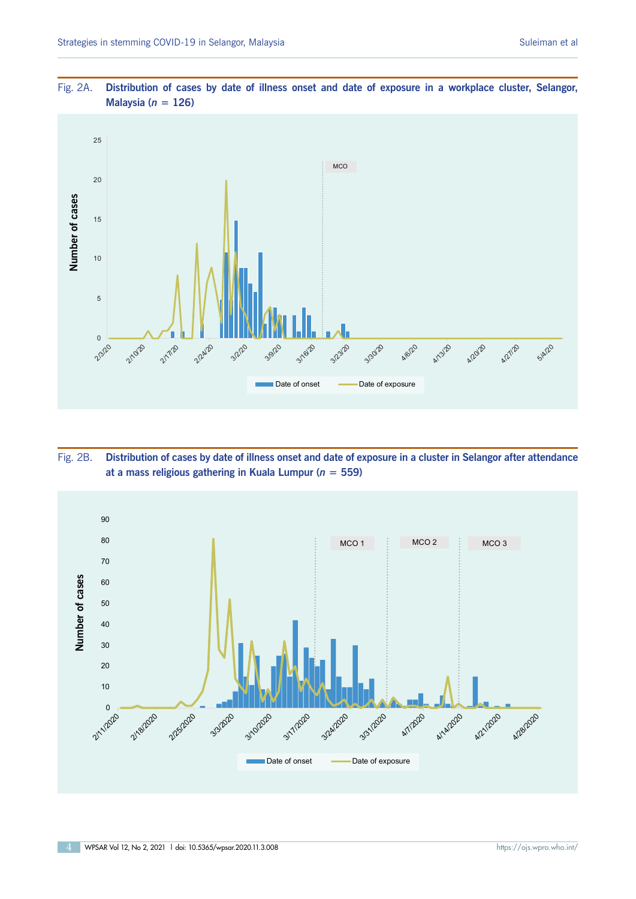Fig. 2A. **Distribution of cases by date of illness onset and date of exposure in a workplace cluster, Selangor, Malaysia ($n$ = 126)**

Fig. 2B. **Distribution of cases by date of illness onset and date of exposure in a cluster in Selangor after attendance at a mass religious gathering in Kuala Lumpur ($n$ = 559)**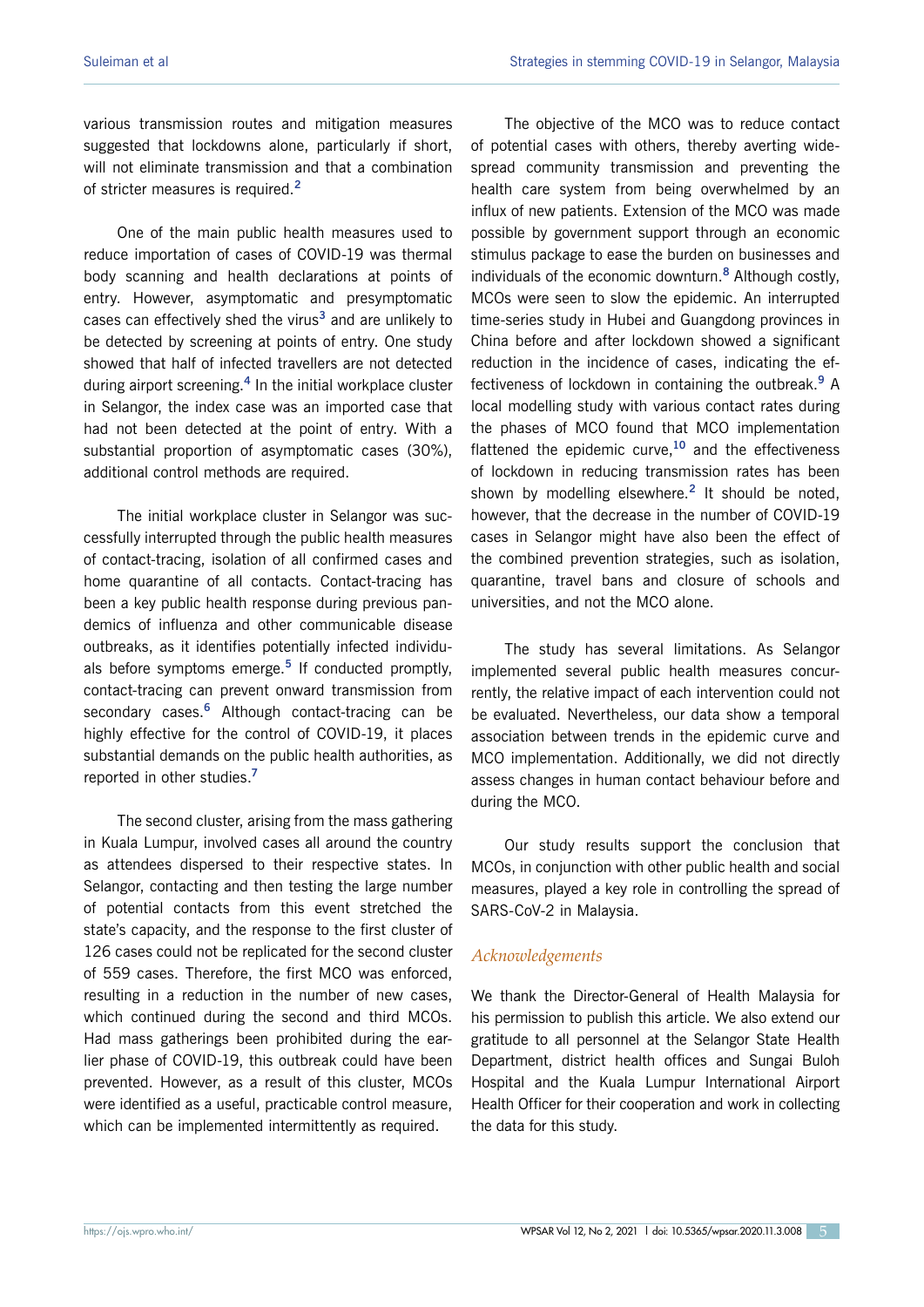various transmission routes and mitigation measures suggested that lockdowns alone, particularly if short, will not eliminate transmission and that a combination of stricter measures is required.[2]

One of the main public health measures used to reduce importation of cases of COVID-19 was thermal body scanning and health declarations at points of entry. However, asymptomatic and presymptomatic cases can effectively shed the virus[3] and are unlikely to be detected by screening at points of entry. One study showed that half of infected travellers are not detected during airport screening.[4] In the initial workplace cluster in Selangor, the index case was an imported case that had not been detected at the point of entry. With a substantial proportion of asymptomatic cases (30%), additional control methods are required.

The initial workplace cluster in Selangor was successfully interrupted through the public health measures of contact-tracing, isolation of all confirmed cases and home quarantine of all contacts. Contact-tracing has been a key public health response during previous pandemics of influenza and other communicable disease outbreaks, as it identifies potentially infected individuals before symptoms emerge.[5] If conducted promptly, contact-tracing can prevent onward transmission from secondary cases.[6] Although contact-tracing can be highly effective for the control of COVID-19, it places substantial demands on the public health authorities, as reported in other studies.[7]

The second cluster, arising from the mass gathering in Kuala Lumpur, involved cases all around the country as attendees dispersed to their respective states. In Selangor, contacting and then testing the large number of potential contacts from this event stretched the state's capacity, and the response to the first cluster of 126 cases could not be replicated for the second cluster of 559 cases. Therefore, the first MCO was enforced, resulting in a reduction in the number of new cases, which continued during the second and third MCOs. Had mass gatherings been prohibited during the earlier phase of COVID-19, this outbreak could have been prevented. However, as a result of this cluster, MCOs were identified as a useful, practicable control measure, which can be implemented intermittently as required.

The objective of the MCO was to reduce contact of potential cases with others, thereby averting widespread community transmission and preventing the health care system from being overwhelmed by an influx of new patients. Extension of the MCO was made possible by government support through an economic stimulus package to ease the burden on businesses and individuals of the economic downturn.[8] Although costly, MCOs were seen to slow the epidemic. An interrupted time-series study in Hubei and Guangdong provinces in China before and after lockdown showed a significant reduction in the incidence of cases, indicating the effectiveness of lockdown in containing the outbreak.[9] A local modelling study with various contact rates during the phases of MCO found that MCO implementation flattened the epidemic curve,[10] and the effectiveness of lockdown in reducing transmission rates has been shown by modelling elsewhere.[2] It should be noted, however, that the decrease in the number of COVID-19 cases in Selangor might have also been the effect of the combined prevention strategies, such as isolation, quarantine, travel bans and closure of schools and universities, and not the MCO alone.

The study has several limitations. As Selangor implemented several public health measures concurrently, the relative impact of each intervention could not be evaluated. Nevertheless, our data show a temporal association between trends in the epidemic curve and MCO implementation. Additionally, we did not directly assess changes in human contact behaviour before and during the MCO.

Our study results support the conclusion that MCOs, in conjunction with other public health and social measures, played a key role in controlling the spread of SARS-CoV-2 in Malaysia.

## *Acknowledgements*

We thank the Director-General of Health Malaysia for his permission to publish this article. We also extend our gratitude to all personnel at the Selangor State Health Department, district health offices and Sungai Buloh Hospital and the Kuala Lumpur International Airport Health Officer for their cooperation and work in collecting the data for this study.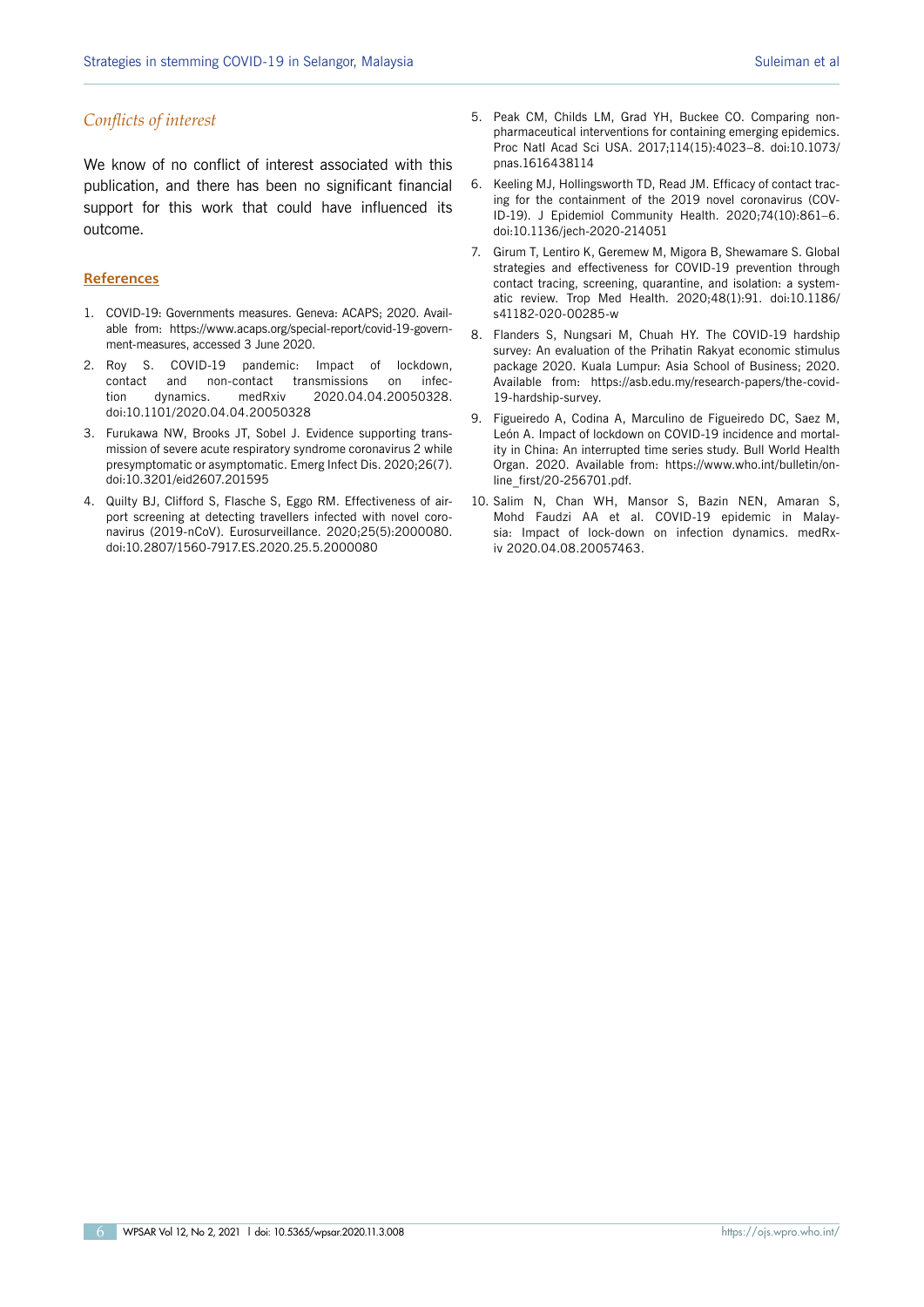## *Conflicts of interest*

We know of no conflict of interest associated with this publication, and there has been no significant financial support for this work that could have influenced its outcome.

## References

1. COVID-19: Governments measures. Geneva: ACAPS; 2020. Available from: https://www.acaps.org/special-report/covid-19-government-measures, accessed 3 June 2020.
2. Roy S. COVID-19 pandemic: Impact of lockdown, contact and non-contact transmissions on infection dynamics. medRxiv 2020.04.04.20050328. doi:10.1101/2020.04.04.20050328
3. Furukawa NW, Brooks JT, Sobel J. Evidence supporting transmission of severe acute respiratory syndrome coronavirus 2 while presymptomatic or asymptomatic. Emerg Infect Dis. 2020;26(7). doi:10.3201/eid2607.201595
4. Quilty BJ, Clifford S, Flasche S, Eggo RM. Effectiveness of airport screening at detecting travellers infected with novel coronavirus (2019-nCoV). Eurosurveillance. 2020;25(5):2000080. doi:10.2807/1560-7917.ES.2020.25.5.2000080
5. Peak CM, Childs LM, Grad YH, Buckee CO. Comparing nonpharmaceutical interventions for containing emerging epidemics. Proc Natl Acad Sci USA. 2017;114(15):4023–8. doi:10.1073/pnas.1616438114
6. Keeling MJ, Hollingsworth TD, Read JM. Efficacy of contact tracing for the containment of the 2019 novel coronavirus (COVID-19). J Epidemiol Community Health. 2020;74(10):861–6. doi:10.1136/jech-2020-214051
7. Girum T, Lentiro K, Geremew M, Migora B, Shewamare S. Global strategies and effectiveness for COVID-19 prevention through contact tracing, screening, quarantine, and isolation: a systematic review. Trop Med Health. 2020;48(1):91. doi:10.1186/s41182-020-00285-w
8. Flanders S, Nungsari M, Chuah HY. The COVID-19 hardship survey: An evaluation of the Prihatin Rakyat economic stimulus package 2020. Kuala Lumpur: Asia School of Business; 2020. Available from: https://asb.edu.my/research-papers/the-covid-19-hardship-survey.
9. Figueiredo A, Codina A, Marculino de Figueiredo DC, Saez M, León A. Impact of lockdown on COVID-19 incidence and mortality in China: An interrupted time series study. Bull World Health Organ. 2020. Available from: https://www.who.int/bulletin/online_first/20-256701.pdf.
10. Salim N, Chan WH, Mansor S, Bazin NEN, Amaran S, Mohd Faudzi AA et al. COVID-19 epidemic in Malaysia: Impact of lock-down on infection dynamics. medRxiv 2020.04.08.20057463.